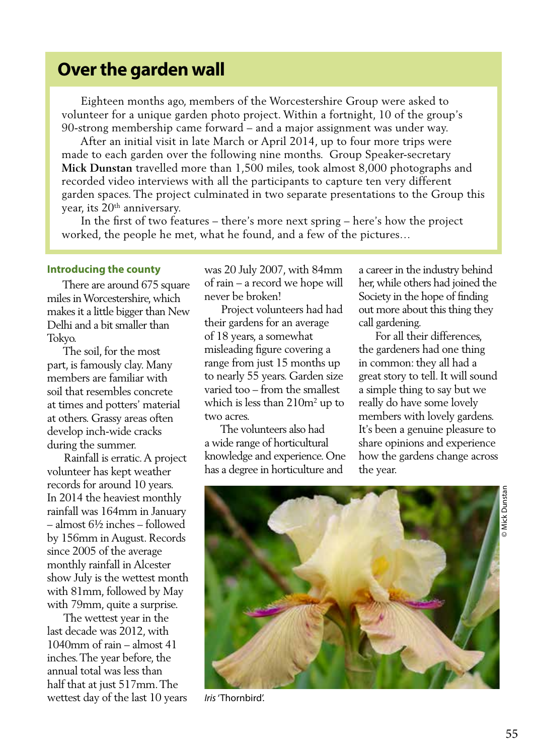# Over the garden wall

Eighteen months ago, members of the Worcestershire Group were asked to volunteer for a unique garden photo project. Within a fortnight, 10 of the group's 90-strong membership came forward – and a major assignment was under way.

After an initial visit in late March or April 2014, up to four more trips were made to each garden over the following nine months. Group Speaker-secretary **Mick Dunstan** travelled more than 1,500 miles, took almost 8,000 photographs and recorded video interviews with all the participants to capture ten very different garden spaces. The project culminated in two separate presentations to the Group this year, its 20th anniversary.

In the first of two features – there's more next spring – here's how the project worked, the people he met, what he found, and a few of the pictures…

## Introducing the county

There are around 675 square miles in Worcestershire, which makes it a little bigger than New Delhi and a bit smaller than Tokyo.

The soil, for the most part, is famously clay. Many members are familiar with soil that resembles concrete at times and potters' material at others. Grassy areas often develop inch-wide cracks during the summer.

Rainfall is erratic. A project volunteer has kept weather records for around 10 years. In 2014 the heaviest monthly rainfall was 164mm in January – almost 6½ inches – followed by 156mm in August. Records since 2005 of the average monthly rainfall in Alcester show July is the wettest month with 81mm, followed by May with 79mm, quite a surprise.

The wettest year in the last decade was 2012, with 1040mm of rain – almost 41 inches. The year before, the annual total was less than half that at just 517mm. The wettest day of the last 10 years was 20 July 2007, with 84mm of rain – a record we hope will never be broken!

Project volunteers had had their gardens for an average of 18 years, a somewhat misleading figure covering a range from just 15 months up to nearly 55 years. Garden size varied too – from the smallest which is less than 210m² up to two acres.

The volunteers also had a wide range of horticultural knowledge and experience. One has a degree in horticulture and a career in the industry behind her, while others had joined the Society in the hope of finding out more about this thing they call gardening.

For all their differences, the gardeners had one thing in common: they all had a great story to tell. It will sound a simple thing to say but we really do have some lovely members with lovely gardens. It's been a genuine pleasure to share opinions and experience how the gardens change across the year.

© Mick Dunstan

*Iris* 'Thornbird'.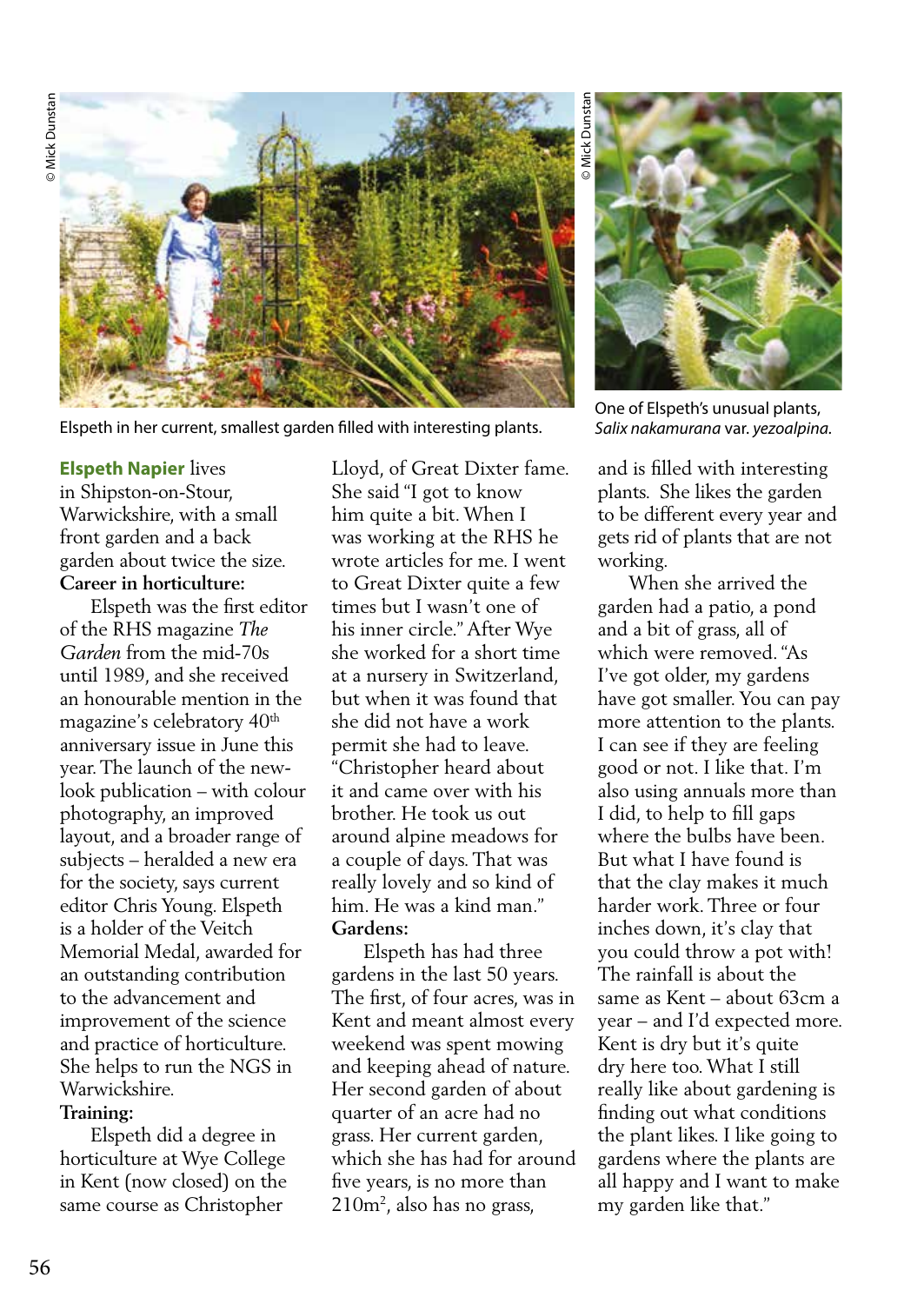Elspeth in her current, smallest garden filled with interesting plants.

One of Elspeth's unusual plants, *Salix nakamurana* var. *yezoalpina*.

**Elspeth Napier** lives in Shipston-on-Stour, Warwickshire, with a small front garden and a back garden about twice the size.

**Career in horticulture:**

Elspeth was the first editor of the RHS magazine *The Garden* from the mid-70s until 1989, and she received an honourable mention in the magazine's celebratory 40th anniversary issue in June this year. The launch of the new-look publication – with colour photography, an improved layout, and a broader range of subjects – heralded a new era for the society, says current editor Chris Young. Elspeth is a holder of the Veitch Memorial Medal, awarded for an outstanding contribution to the advancement and improvement of the science and practice of horticulture. She helps to run the NGS in Warwickshire.

**Training:**

Elspeth did a degree in horticulture at Wye College in Kent (now closed) on the same course as Christopher Lloyd, of Great Dixter fame. She said "I got to know him quite a bit. When I was working at the RHS he wrote articles for me. I went to Great Dixter quite a few times but I wasn't one of his inner circle." After Wye she worked for a short time at a nursery in Switzerland, but when it was found that she did not have a work permit she had to leave. "Christopher heard about it and came over with his brother. He took us out around alpine meadows for a couple of days. That was really lovely and so kind of him. He was a kind man."

**Gardens:**

Elspeth has had three gardens in the last 50 years. The first, of four acres, was in Kent and meant almost every weekend was spent mowing and keeping ahead of nature. Her second garden of about quarter of an acre had no grass. Her current garden, which she has had for around five years, is no more than 210m$^2$, also has no grass, and is filled with interesting plants. She likes the garden to be different every year and gets rid of plants that are not working.

When she arrived the garden had a patio, a pond and a bit of grass, all of which were removed. "As I've got older, my gardens have got smaller. You can pay more attention to the plants. I can see if they are feeling good or not. I like that. I'm also using annuals more than I did, to help to fill gaps where the bulbs have been. But what I have found is that the clay makes it much harder work. Three or four inches down, it's clay that you could throw a pot with! The rainfall is about the same as Kent – about 63cm a year – and I'd expected more. Kent is dry but it's quite dry here too. What I still really like about gardening is finding out what conditions the plant likes. I like going to gardens where the plants are all happy and I want to make my garden like that."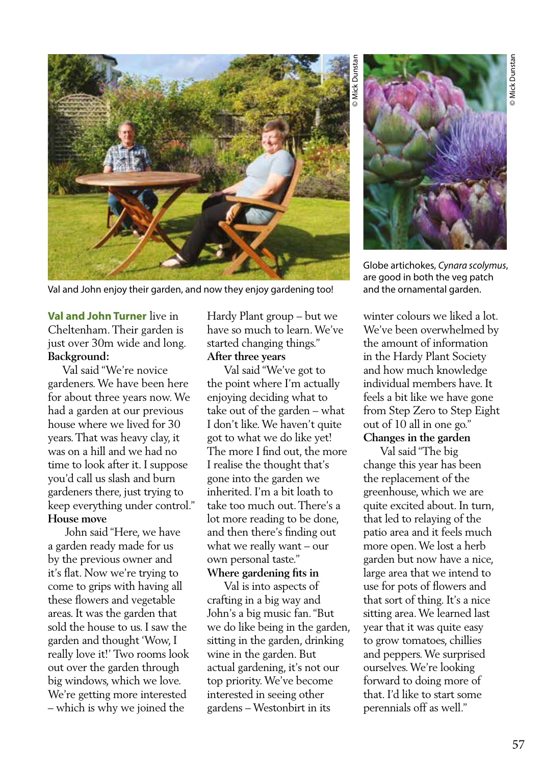Val and John enjoy their garden, and now they enjoy gardening too!

Globe artichokes, *Cynara scolymus*, are good in both the veg patch and the ornamental garden.

**Val and John Turner** live in Cheltenham. Their garden is just over 30m wide and long.

**Background:**

Val said "We're novice gardeners. We have been here for about three years now. We had a garden at our previous house where we lived for 30 years. That was heavy clay, it was on a hill and we had no time to look after it. I suppose you'd call us slash and burn gardeners there, just trying to keep everything under control."

**House move**

John said "Here, we have a garden ready made for us by the previous owner and it's flat. Now we're trying to come to grips with having all these flowers and vegetable areas. It was the garden that sold the house to us. I saw the garden and thought 'Wow, I really love it!' Two rooms look out over the garden through big windows, which we love. We're getting more interested – which is why we joined the Hardy Plant group – but we have so much to learn. We've started changing things."

**After three years**

Val said "We've got to the point where I'm actually enjoying deciding what to take out of the garden – what I don't like. We haven't quite got to what we do like yet! The more I find out, the more I realise the thought that's gone into the garden we inherited. I'm a bit loath to take too much out. There's a lot more reading to be done, and then there's finding out what we really want – our own personal taste."

**Where gardening fits in**

Val is into aspects of crafting in a big way and John's a big music fan. "But we do like being in the garden, sitting in the garden, drinking wine in the garden. But actual gardening, it's not our top priority. We've become interested in seeing other gardens – Westonbirt in its winter colours we liked a lot. We've been overwhelmed by the amount of information in the Hardy Plant Society and how much knowledge individual members have. It feels a bit like we have gone from Step Zero to Step Eight out of 10 all in one go."

**Changes in the garden**

Val said "The big change this year has been the replacement of the greenhouse, which we are quite excited about. In turn, that led to relaying of the patio area and it feels much more open. We lost a herb garden but now have a nice, large area that we intend to use for pots of flowers and that sort of thing. It's a nice sitting area. We learned last year that it was quite easy to grow tomatoes, chillies and peppers. We surprised ourselves. We're looking forward to doing more of that. I'd like to start some perennials off as well."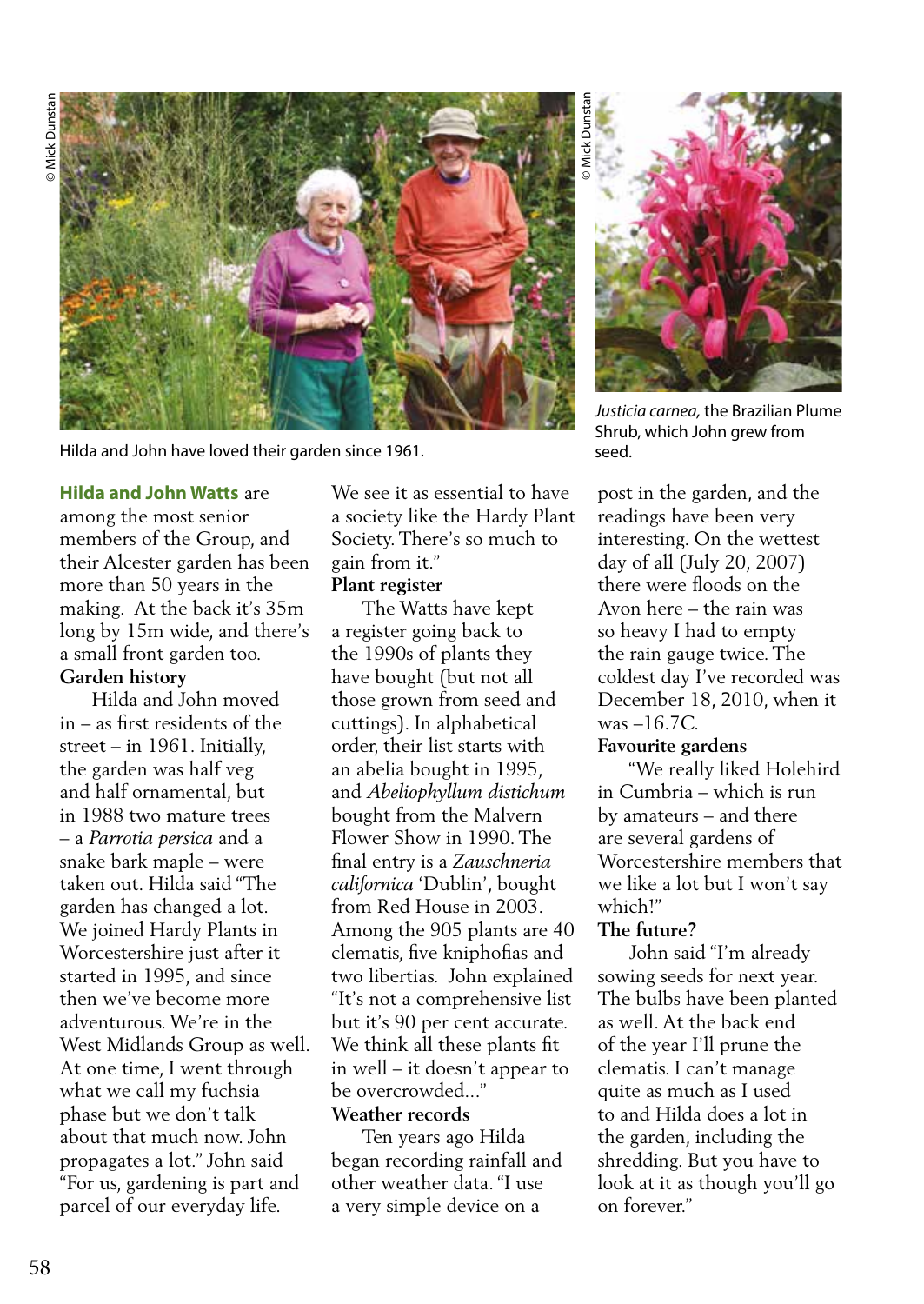Hilda and John have loved their garden since 1961.

*Justicia carnea,* the Brazilian Plume Shrub, which John grew from seed.

**Hilda and John Watts** are among the most senior members of the Group, and their Alcester garden has been more than 50 years in the making. At the back it's 35m long by 15m wide, and there's a small front garden too.

### Garden history

Hilda and John moved in – as first residents of the street – in 1961. Initially, the garden was half veg and half ornamental, but in 1988 two mature trees – a *Parrotia persica* and a snake bark maple – were taken out. Hilda said "The garden has changed a lot. We joined Hardy Plants in Worcestershire just after it started in 1995, and since then we've become more adventurous. We're in the West Midlands Group as well. At one time, I went through what we call my fuchsia phase but we don't talk about that much now. John propagates a lot." John said "For us, gardening is part and parcel of our everyday life. We see it as essential to have a society like the Hardy Plant Society. There's so much to gain from it."

### Plant register

The Watts have kept a register going back to the 1990s of plants they have bought (but not all those grown from seed and cuttings). In alphabetical order, their list starts with an abelia bought in 1995, and *Abeliophyllum distichum* bought from the Malvern Flower Show in 1990. The final entry is a *Zauschneria californica* 'Dublin', bought from Red House in 2003. Among the 905 plants are 40 clematis, five kniphofias and two libertias. John explained "It's not a comprehensive list but it's 90 per cent accurate. We think all these plants fit in well – it doesn't appear to be overcrowded..."

### Weather records

Ten years ago Hilda began recording rainfall and other weather data. "I use a very simple device on a post in the garden, and the readings have been very interesting. On the wettest day of all (July 20, 2007) there were floods on the Avon here – the rain was so heavy I had to empty the rain gauge twice. The coldest day I've recorded was December 18, 2010, when it was –16.7C.

### Favourite gardens

"We really liked Holehird in Cumbria – which is run by amateurs – and there are several gardens of Worcestershire members that we like a lot but I won't say which!"

### The future?

John said "I'm already sowing seeds for next year. The bulbs have been planted as well. At the back end of the year I'll prune the clematis. I can't manage quite as much as I used to and Hilda does a lot in the garden, including the shredding. But you have to look at it as though you'll go on forever."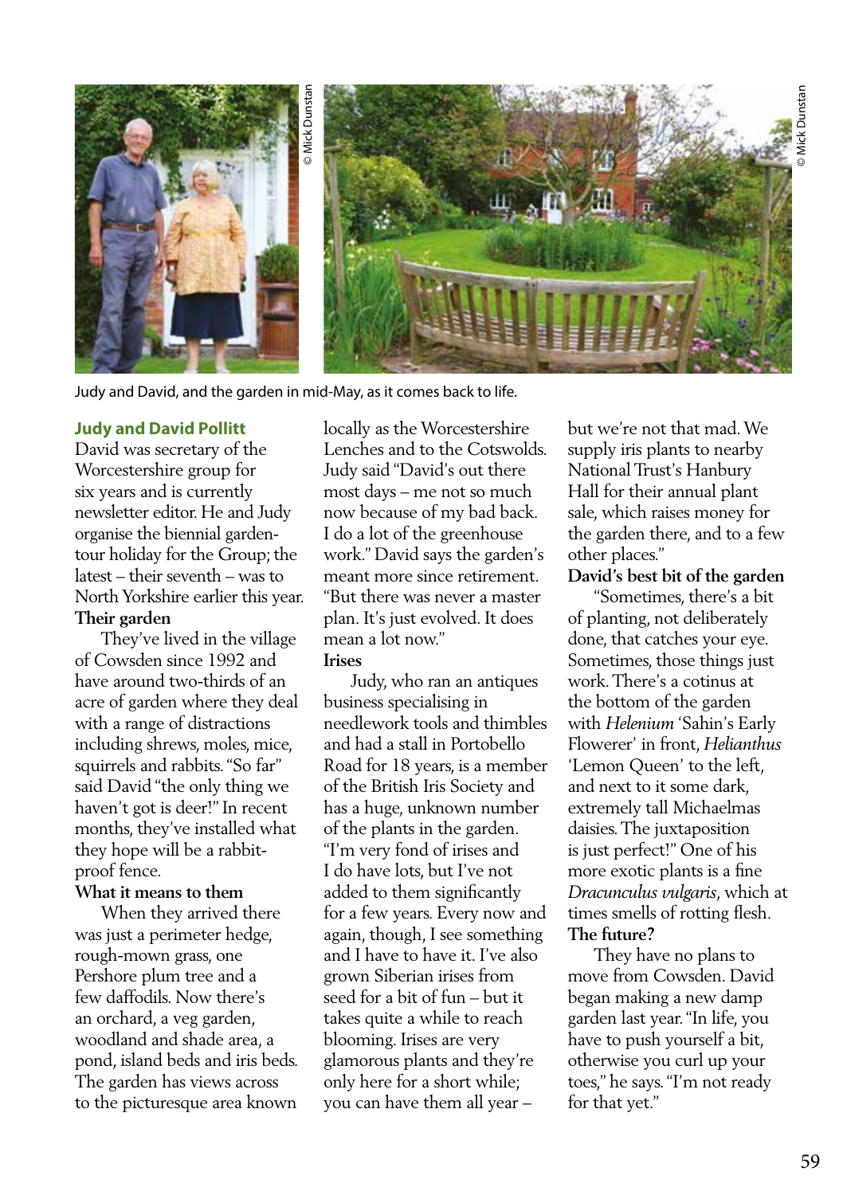© Mick Dunstan

© Mick Dunstan

Judy and David, and the garden in mid-May, as it comes back to life.

**Judy and David Pollitt**

David was secretary of the Worcestershire group for six years and is currently newsletter editor. He and Judy organise the biennial garden-tour holiday for the Group; the latest – their seventh – was to North Yorkshire earlier this year.

**Their garden**

They've lived in the village of Cowsden since 1992 and have around two-thirds of an acre of garden where they deal with a range of distractions including shrews, moles, mice, squirrels and rabbits. "So far" said David "the only thing we haven't got is deer!" In recent months, they've installed what they hope will be a rabbit-proof fence.

**What it means to them**

When they arrived there was just a perimeter hedge, rough-mown grass, one Pershore plum tree and a few daffodils. Now there's an orchard, a veg garden, woodland and shade area, a pond, island beds and iris beds. The garden has views across to the picturesque area known locally as the Worcestershire Lenches and to the Cotswolds. Judy said "David's out there most days – me not so much now because of my bad back. I do a lot of the greenhouse work." David says the garden's meant more since retirement. "But there was never a master plan. It's just evolved. It does mean a lot now."

**Irises**

Judy, who ran an antiques business specialising in needlework tools and thimbles and had a stall in Portobello Road for 18 years, is a member of the British Iris Society and has a huge, unknown number of the plants in the garden. "I'm very fond of irises and I do have lots, but I've not added to them significantly for a few years. Every now and again, though, I see something and I have to have it. I've also grown Siberian irises from seed for a bit of fun – but it takes quite a while to reach blooming. Irises are very glamorous plants and they're only here for a short while; you can have them all year – but we're not that mad. We supply iris plants to nearby National Trust's Hanbury Hall for their annual plant sale, which raises money for the garden there, and to a few other places."

**David's best bit of the garden**

"Sometimes, there's a bit of planting, not deliberately done, that catches your eye. Sometimes, those things just work. There's a cotinus at the bottom of the garden with *Helenium* 'Sahin's Early Flowerer' in front, *Helianthus* 'Lemon Queen' to the left, and next to it some dark, extremely tall Michaelmas daisies. The juxtaposition is just perfect!" One of his more exotic plants is a fine *Dracunculus vulgaris*, which at times smells of rotting flesh.

**The future?**

They have no plans to move from Cowsden. David began making a new damp garden last year. "In life, you have to push yourself a bit, otherwise you curl up your toes," he says. "I'm not ready for that yet."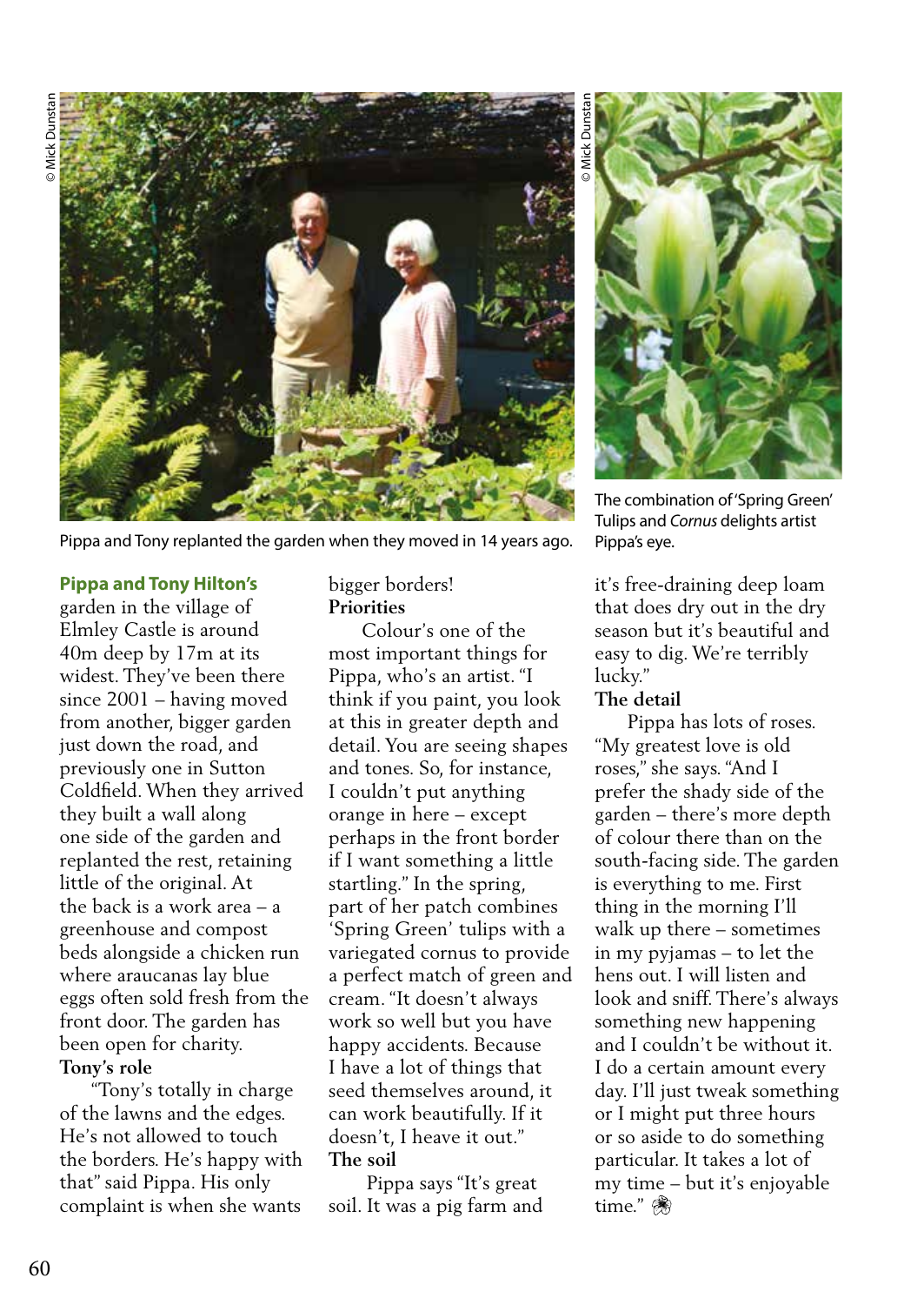Pippa and Tony replanted the garden when they moved in 14 years ago.

The combination of 'Spring Green' Tulips and *Cornus* delights artist Pippa's eye.

**Pippa and Tony Hilton's** garden in the village of Elmley Castle is around 40m deep by 17m at its widest. They've been there since 2001 – having moved from another, bigger garden just down the road, and previously one in Sutton Coldfield. When they arrived they built a wall along one side of the garden and replanted the rest, retaining little of the original. At the back is a work area – a greenhouse and compost beds alongside a chicken run where araucanas lay blue eggs often sold fresh from the front door. The garden has been open for charity.

**Tony's role**

"Tony's totally in charge of the lawns and the edges. He's not allowed to touch the borders. He's happy with that" said Pippa. His only complaint is when she wants bigger borders!

**Priorities**

Colour's one of the most important things for Pippa, who's an artist. "I think if you paint, you look at this in greater depth and detail. You are seeing shapes and tones. So, for instance, I couldn't put anything orange in here – except perhaps in the front border if I want something a little startling." In the spring, part of her patch combines 'Spring Green' tulips with a variegated cornus to provide a perfect match of green and cream. "It doesn't always work so well but you have happy accidents. Because I have a lot of things that seed themselves around, it can work beautifully. If it doesn't, I heave it out."

**The soil**

Pippa says "It's great soil. It was a pig farm and it's free-draining deep loam that does dry out in the dry season but it's beautiful and easy to dig. We're terribly lucky."

**The detail**

Pippa has lots of roses. "My greatest love is old roses," she says. "And I prefer the shady side of the garden – there's more depth of colour there than on the south-facing side. The garden is everything to me. First thing in the morning I'll walk up there – sometimes in my pyjamas – to let the hens out. I will listen and look and sniff. There's always something new happening and I couldn't be without it. I do a certain amount every day. I'll just tweak something or I might put three hours or so aside to do something particular. It takes a lot of my time – but it's enjoyable time."